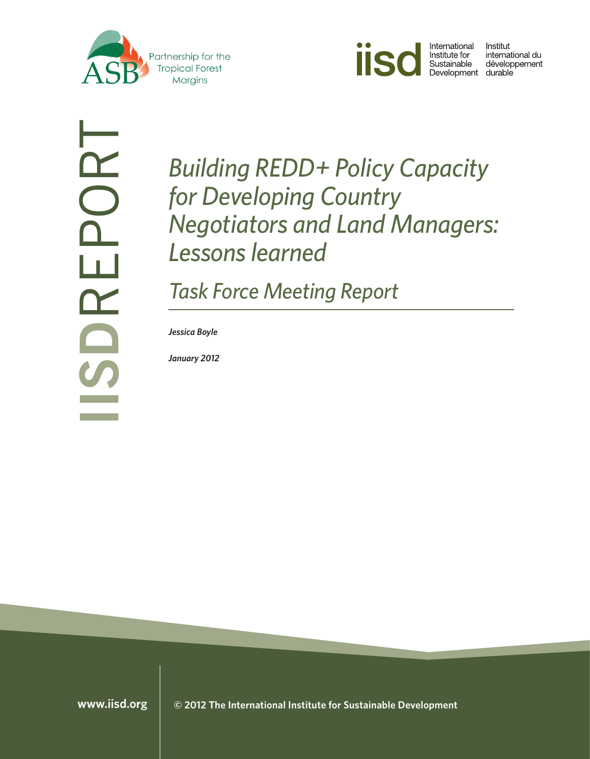Partnership for the Tropical Forest Margins

International Institute for Sustainable Development / Institut international du développement durable

IISDREPORT

# *Building REDD+ Policy Capacity for Developing Country Negotiators and Land Managers: Lessons learned*

## *Task Force Meeting Report*

***Jessica Boyle***

***January 2012***

**www.iisd.org**

**© 2012 The International Institute for Sustainable Development**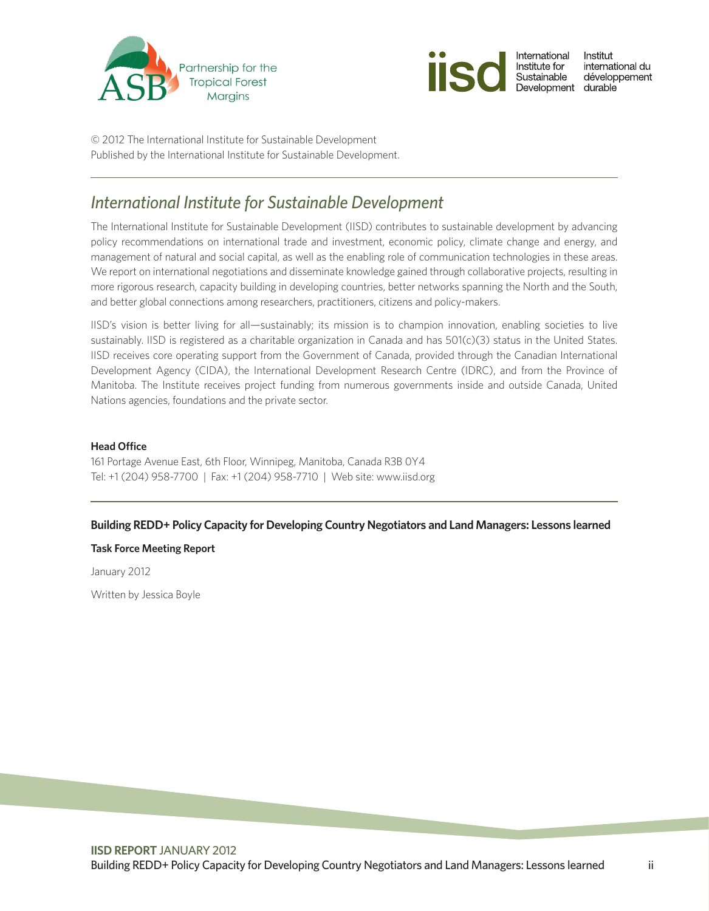© 2012 The International Institute for Sustainable Development
Published by the International Institute for Sustainable Development.

## *International Institute for Sustainable Development*

The International Institute for Sustainable Development (IISD) contributes to sustainable development by advancing policy recommendations on international trade and investment, economic policy, climate change and energy, and management of natural and social capital, as well as the enabling role of communication technologies in these areas. We report on international negotiations and disseminate knowledge gained through collaborative projects, resulting in more rigorous research, capacity building in developing countries, better networks spanning the North and the South, and better global connections among researchers, practitioners, citizens and policy-makers.

IISD's vision is better living for all—sustainably; its mission is to champion innovation, enabling societies to live sustainably. IISD is registered as a charitable organization in Canada and has 501(c)(3) status in the United States. IISD receives core operating support from the Government of Canada, provided through the Canadian International Development Agency (CIDA), the International Development Research Centre (IDRC), and from the Province of Manitoba. The Institute receives project funding from numerous governments inside and outside Canada, United Nations agencies, foundations and the private sector.

**Head Office**

161 Portage Avenue East, 6th Floor, Winnipeg, Manitoba, Canada R3B 0Y4
Tel: +1 (204) 958-7700 | Fax: +1 (204) 958-7710 | Web site: www.iisd.org

**Building REDD+ Policy Capacity for Developing Country Negotiators and Land Managers: Lessons learned**

**Task Force Meeting Report**

January 2012

Written by Jessica Boyle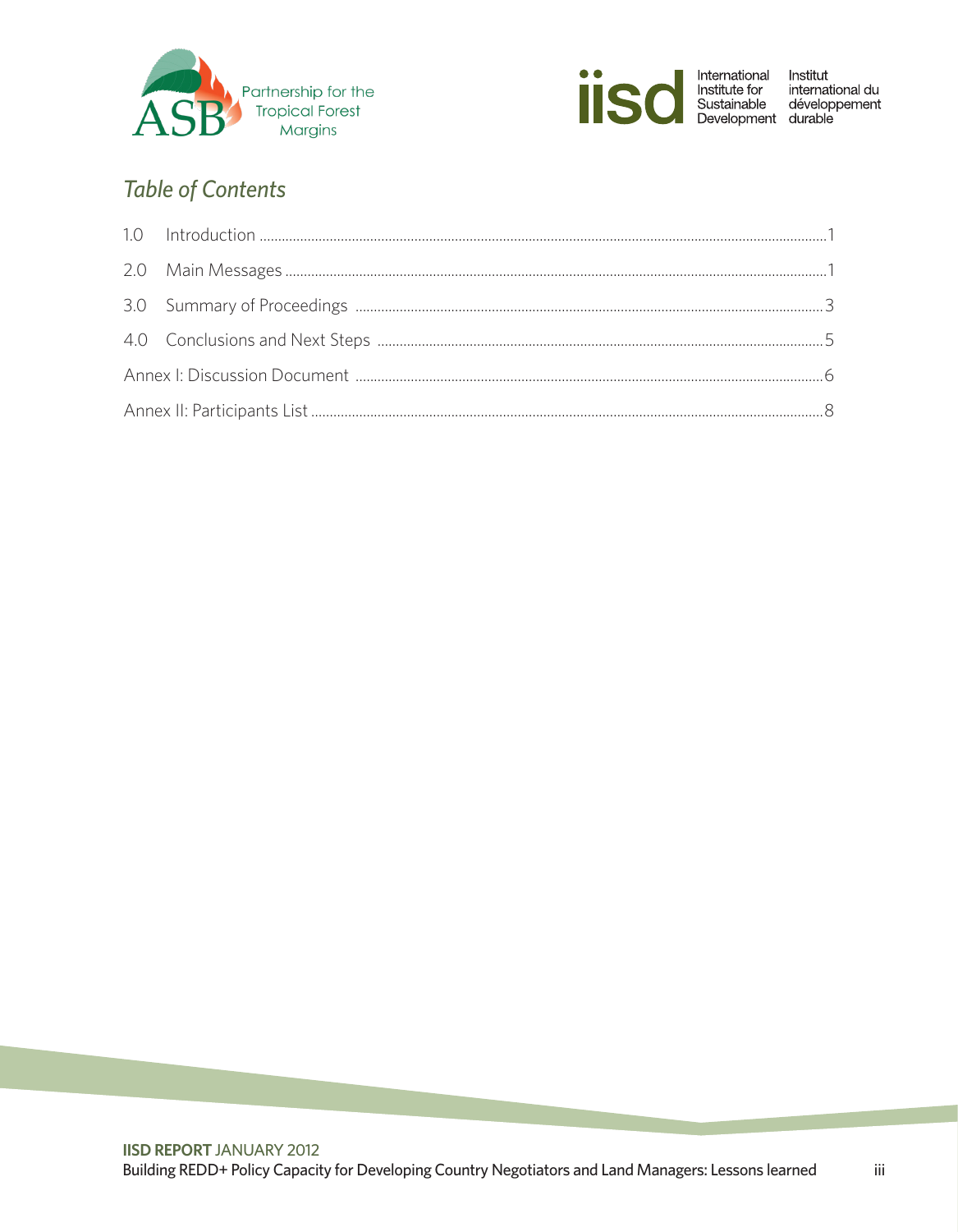## Table of Contents

1.0 Introduction ....... 1

2.0 Main Messages ....... 1

3.0 Summary of Proceedings ....... 3

4.0 Conclusions and Next Steps ....... 5

Annex I: Discussion Document ....... 6

Annex II: Participants List ....... 8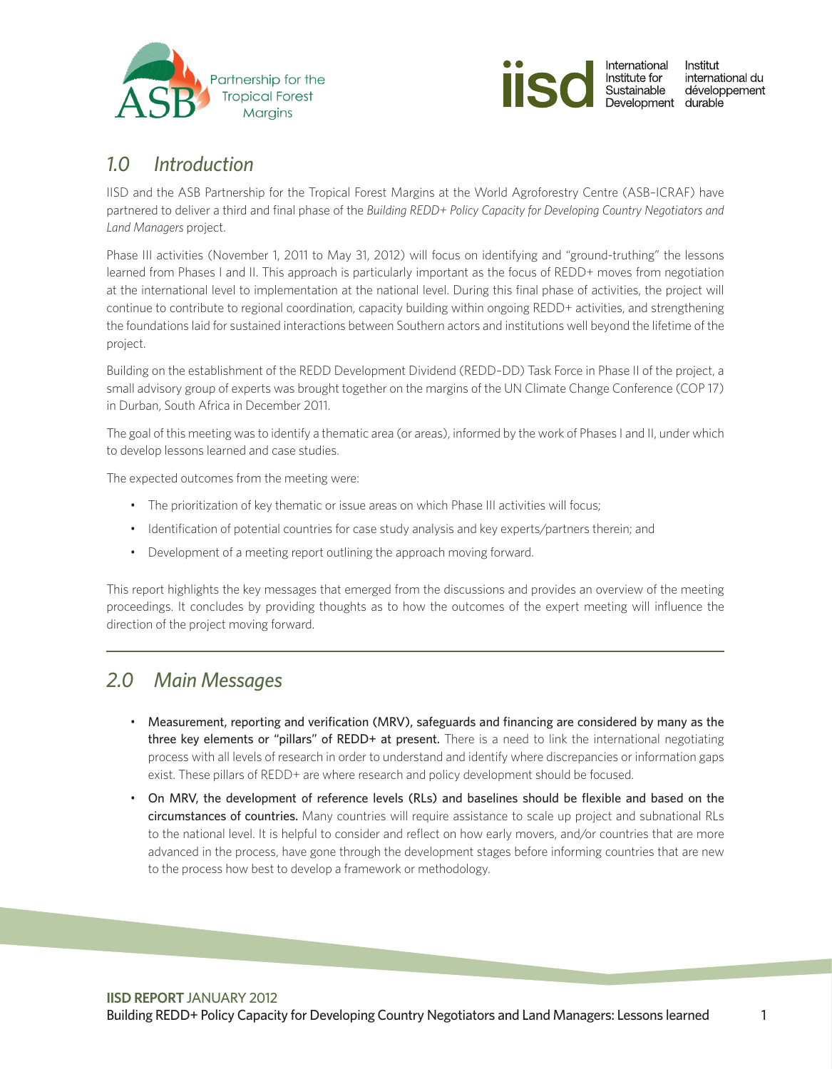## 1.0 Introduction

IISD and the ASB Partnership for the Tropical Forest Margins at the World Agroforestry Centre (ASB–ICRAF) have partnered to deliver a third and final phase of the *Building REDD+ Policy Capacity for Developing Country Negotiators and Land Managers* project.

Phase III activities (November 1, 2011 to May 31, 2012) will focus on identifying and "ground-truthing" the lessons learned from Phases I and II. This approach is particularly important as the focus of REDD+ moves from negotiation at the international level to implementation at the national level. During this final phase of activities, the project will continue to contribute to regional coordination, capacity building within ongoing REDD+ activities, and strengthening the foundations laid for sustained interactions between Southern actors and institutions well beyond the lifetime of the project.

Building on the establishment of the REDD Development Dividend (REDD–DD) Task Force in Phase II of the project, a small advisory group of experts was brought together on the margins of the UN Climate Change Conference (COP 17) in Durban, South Africa in December 2011.

The goal of this meeting was to identify a thematic area (or areas), informed by the work of Phases I and II, under which to develop lessons learned and case studies.

The expected outcomes from the meeting were:

- The prioritization of key thematic or issue areas on which Phase III activities will focus;
- Identification of potential countries for case study analysis and key experts/partners therein; and
- Development of a meeting report outlining the approach moving forward.

This report highlights the key messages that emerged from the discussions and provides an overview of the meeting proceedings. It concludes by providing thoughts as to how the outcomes of the expert meeting will influence the direction of the project moving forward.

## 2.0 Main Messages

- **Measurement, reporting and verification (MRV), safeguards and financing are considered by many as the three key elements or "pillars" of REDD+ at present.** There is a need to link the international negotiating process with all levels of research in order to understand and identify where discrepancies or information gaps exist. These pillars of REDD+ are where research and policy development should be focused.
- **On MRV, the development of reference levels (RLs) and baselines should be flexible and based on the circumstances of countries.** Many countries will require assistance to scale up project and subnational RLs to the national level. It is helpful to consider and reflect on how early movers, and/or countries that are more advanced in the process, have gone through the development stages before informing countries that are new to the process how best to develop a framework or methodology.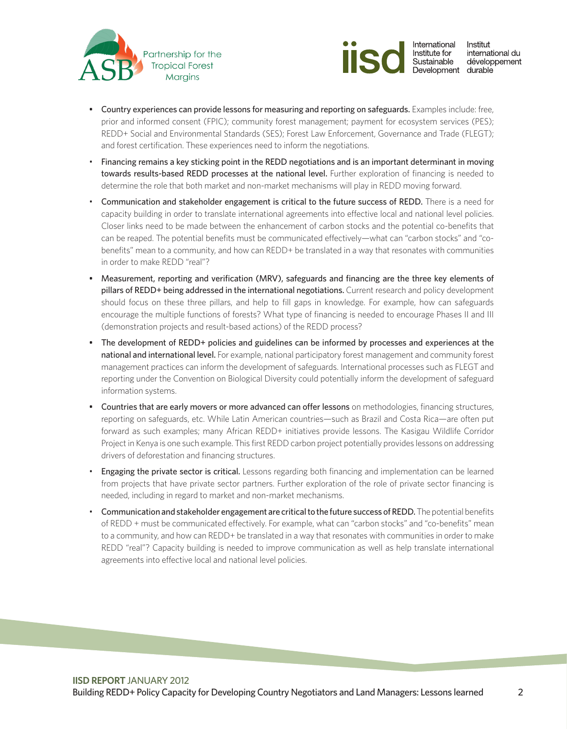- **Country experiences can provide lessons for measuring and reporting on safeguards.** Examples include: free, prior and informed consent (FPIC); community forest management; payment for ecosystem services (PES); REDD+ Social and Environmental Standards (SES); Forest Law Enforcement, Governance and Trade (FLEGT); and forest certification. These experiences need to inform the negotiations.
- **Financing remains a key sticking point in the REDD negotiations and is an important determinant in moving towards results-based REDD processes at the national level.** Further exploration of financing is needed to determine the role that both market and non-market mechanisms will play in REDD moving forward.
- **Communication and stakeholder engagement is critical to the future success of REDD.** There is a need for capacity building in order to translate international agreements into effective local and national level policies. Closer links need to be made between the enhancement of carbon stocks and the potential co-benefits that can be reaped. The potential benefits must be communicated effectively—what can "carbon stocks" and "co-benefits" mean to a community, and how can REDD+ be translated in a way that resonates with communities in order to make REDD "real"?
- **Measurement, reporting and verification (MRV), safeguards and financing are the three key elements of pillars of REDD+ being addressed in the international negotiations.** Current research and policy development should focus on these three pillars, and help to fill gaps in knowledge. For example, how can safeguards encourage the multiple functions of forests? What type of financing is needed to encourage Phases II and III (demonstration projects and result-based actions) of the REDD process?
- **The development of REDD+ policies and guidelines can be informed by processes and experiences at the national and international level.** For example, national participatory forest management and community forest management practices can inform the development of safeguards. International processes such as FLEGT and reporting under the Convention on Biological Diversity could potentially inform the development of safeguard information systems.
- **Countries that are early movers or more advanced can offer lessons** on methodologies, financing structures, reporting on safeguards, etc. While Latin American countries—such as Brazil and Costa Rica—are often put forward as such examples; many African REDD+ initiatives provide lessons. The Kasigau Wildlife Corridor Project in Kenya is one such example. This first REDD carbon project potentially provides lessons on addressing drivers of deforestation and financing structures.
- **Engaging the private sector is critical.** Lessons regarding both financing and implementation can be learned from projects that have private sector partners. Further exploration of the role of private sector financing is needed, including in regard to market and non-market mechanisms.
- **Communication and stakeholder engagement are critical to the future success of REDD.** The potential benefits of REDD + must be communicated effectively. For example, what can "carbon stocks" and "co-benefits" mean to a community, and how can REDD+ be translated in a way that resonates with communities in order to make REDD "real"? Capacity building is needed to improve communication as well as help translate international agreements into effective local and national level policies.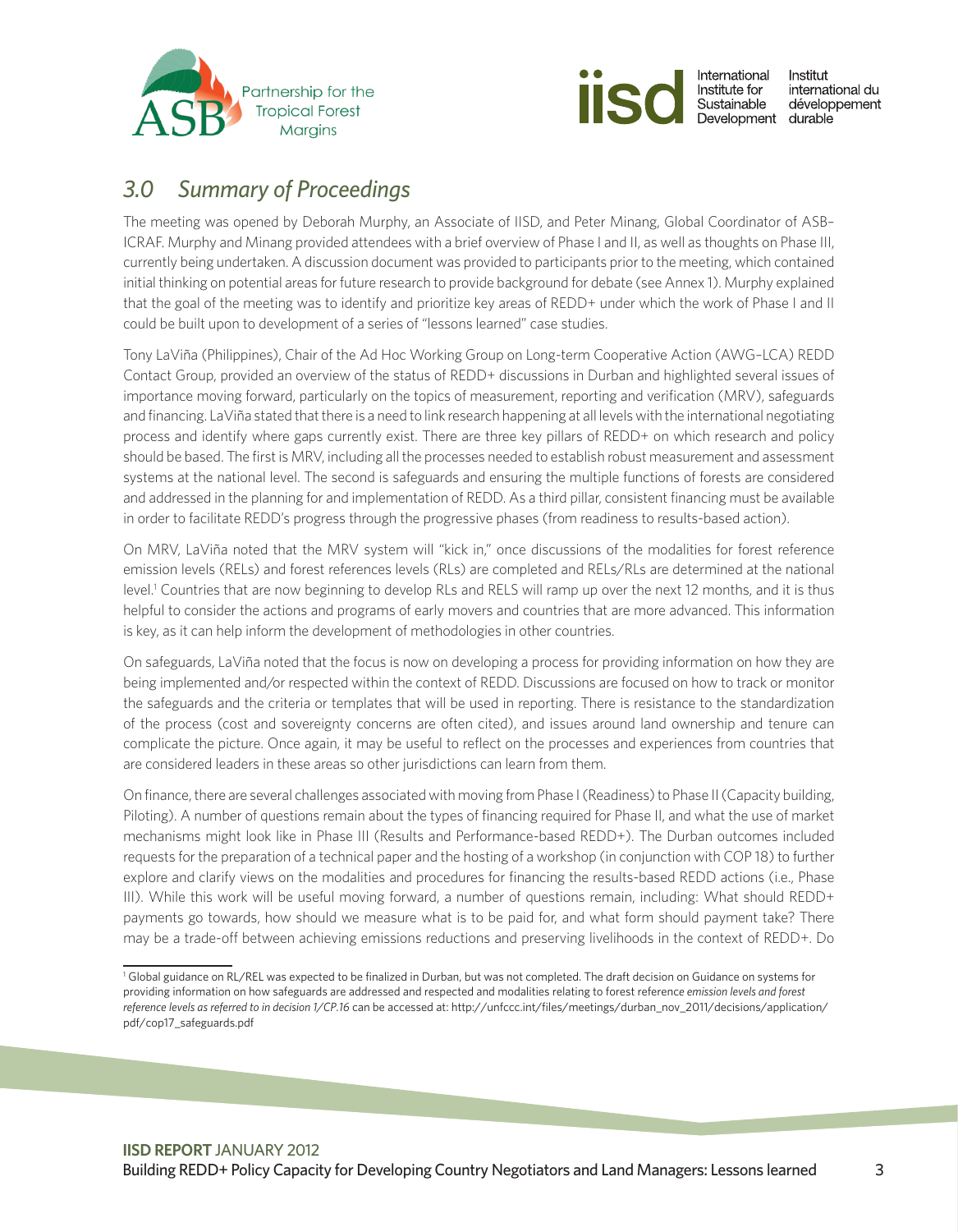## *3.0 Summary of Proceedings*

The meeting was opened by Deborah Murphy, an Associate of IISD, and Peter Minang, Global Coordinator of ASB–ICRAF. Murphy and Minang provided attendees with a brief overview of Phase I and II, as well as thoughts on Phase III, currently being undertaken. A discussion document was provided to participants prior to the meeting, which contained initial thinking on potential areas for future research to provide background for debate (see Annex 1). Murphy explained that the goal of the meeting was to identify and prioritize key areas of REDD+ under which the work of Phase I and II could be built upon to development of a series of "lessons learned" case studies.

Tony LaViña (Philippines), Chair of the Ad Hoc Working Group on Long-term Cooperative Action (AWG–LCA) REDD Contact Group, provided an overview of the status of REDD+ discussions in Durban and highlighted several issues of importance moving forward, particularly on the topics of measurement, reporting and verification (MRV), safeguards and financing. LaViña stated that there is a need to link research happening at all levels with the international negotiating process and identify where gaps currently exist. There are three key pillars of REDD+ on which research and policy should be based. The first is MRV, including all the processes needed to establish robust measurement and assessment systems at the national level. The second is safeguards and ensuring the multiple functions of forests are considered and addressed in the planning for and implementation of REDD. As a third pillar, consistent financing must be available in order to facilitate REDD's progress through the progressive phases (from readiness to results-based action).

On MRV, LaViña noted that the MRV system will "kick in," once discussions of the modalities for forest reference emission levels (RELs) and forest references levels (RLs) are completed and RELs/RLs are determined at the national level.[1] Countries that are now beginning to develop RLs and RELS will ramp up over the next 12 months, and it is thus helpful to consider the actions and programs of early movers and countries that are more advanced. This information is key, as it can help inform the development of methodologies in other countries.

On safeguards, LaViña noted that the focus is now on developing a process for providing information on how they are being implemented and/or respected within the context of REDD. Discussions are focused on how to track or monitor the safeguards and the criteria or templates that will be used in reporting. There is resistance to the standardization of the process (cost and sovereignty concerns are often cited), and issues around land ownership and tenure can complicate the picture. Once again, it may be useful to reflect on the processes and experiences from countries that are considered leaders in these areas so other jurisdictions can learn from them.

On finance, there are several challenges associated with moving from Phase I (Readiness) to Phase II (Capacity building, Piloting). A number of questions remain about the types of financing required for Phase II, and what the use of market mechanisms might look like in Phase III (Results and Performance-based REDD+). The Durban outcomes included requests for the preparation of a technical paper and the hosting of a workshop (in conjunction with COP 18) to further explore and clarify views on the modalities and procedures for financing the results-based REDD actions (i.e., Phase III). While this work will be useful moving forward, a number of questions remain, including: What should REDD+ payments go towards, how should we measure what is to be paid for, and what form should payment take? There may be a trade-off between achieving emissions reductions and preserving livelihoods in the context of REDD+. Do

[1] Global guidance on RL/REL was expected to be finalized in Durban, but was not completed. The draft decision on Guidance on systems for providing information on how safeguards are addressed and respected and modalities relating to forest reference *emission levels and forest reference levels as referred to in decision 1/CP.16* can be accessed at: http://unfccc.int/files/meetings/durban_nov_2011/decisions/application/pdf/cop17_safeguards.pdf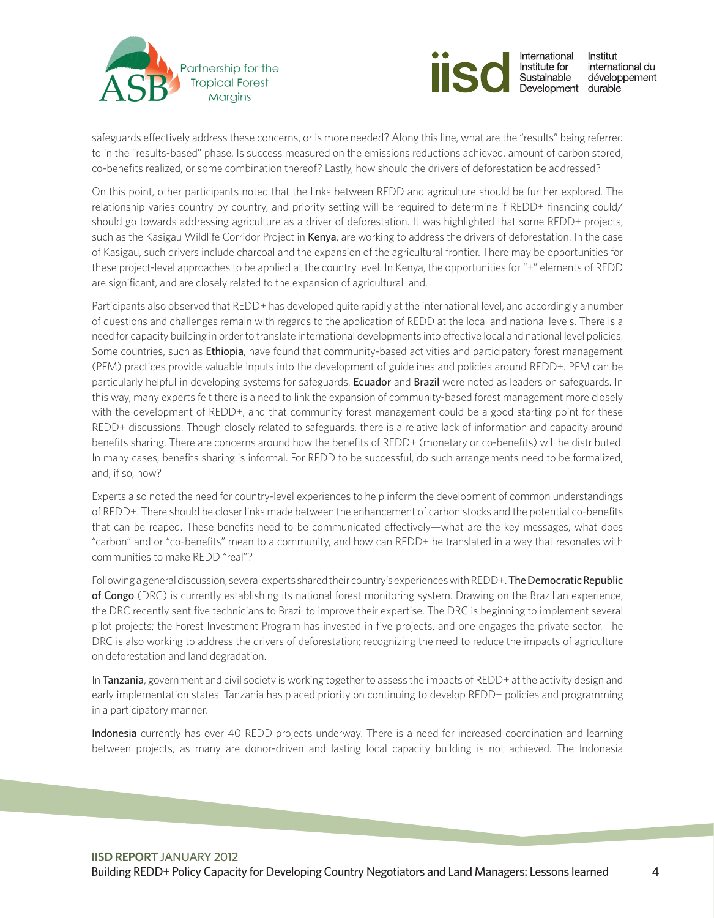safeguards effectively address these concerns, or is more needed? Along this line, what are the "results" being referred to in the "results-based" phase. Is success measured on the emissions reductions achieved, amount of carbon stored, co-benefits realized, or some combination thereof? Lastly, how should the drivers of deforestation be addressed?

On this point, other participants noted that the links between REDD and agriculture should be further explored. The relationship varies country by country, and priority setting will be required to determine if REDD+ financing could/should go towards addressing agriculture as a driver of deforestation. It was highlighted that some REDD+ projects, such as the Kasigau Wildlife Corridor Project in **Kenya**, are working to address the drivers of deforestation. In the case of Kasigau, such drivers include charcoal and the expansion of the agricultural frontier. There may be opportunities for these project-level approaches to be applied at the country level. In Kenya, the opportunities for "+" elements of REDD are significant, and are closely related to the expansion of agricultural land.

Participants also observed that REDD+ has developed quite rapidly at the international level, and accordingly a number of questions and challenges remain with regards to the application of REDD at the local and national levels. There is a need for capacity building in order to translate international developments into effective local and national level policies. Some countries, such as **Ethiopia**, have found that community-based activities and participatory forest management (PFM) practices provide valuable inputs into the development of guidelines and policies around REDD+. PFM can be particularly helpful in developing systems for safeguards. **Ecuador** and **Brazil** were noted as leaders on safeguards. In this way, many experts felt there is a need to link the expansion of community-based forest management more closely with the development of REDD+, and that community forest management could be a good starting point for these REDD+ discussions. Though closely related to safeguards, there is a relative lack of information and capacity around benefits sharing. There are concerns around how the benefits of REDD+ (monetary or co-benefits) will be distributed. In many cases, benefits sharing is informal. For REDD to be successful, do such arrangements need to be formalized, and, if so, how?

Experts also noted the need for country-level experiences to help inform the development of common understandings of REDD+. There should be closer links made between the enhancement of carbon stocks and the potential co-benefits that can be reaped. These benefits need to be communicated effectively—what are the key messages, what does "carbon" and or "co-benefits" mean to a community, and how can REDD+ be translated in a way that resonates with communities to make REDD "real"?

Following a general discussion, several experts shared their country's experiences with REDD+. **The Democratic Republic of Congo** (DRC) is currently establishing its national forest monitoring system. Drawing on the Brazilian experience, the DRC recently sent five technicians to Brazil to improve their expertise. The DRC is beginning to implement several pilot projects; the Forest Investment Program has invested in five projects, and one engages the private sector. The DRC is also working to address the drivers of deforestation; recognizing the need to reduce the impacts of agriculture on deforestation and land degradation.

In **Tanzania**, government and civil society is working together to assess the impacts of REDD+ at the activity design and early implementation states. Tanzania has placed priority on continuing to develop REDD+ policies and programming in a participatory manner.

**Indonesia** currently has over 40 REDD projects underway. There is a need for increased coordination and learning between projects, as many are donor-driven and lasting local capacity building is not achieved. The Indonesia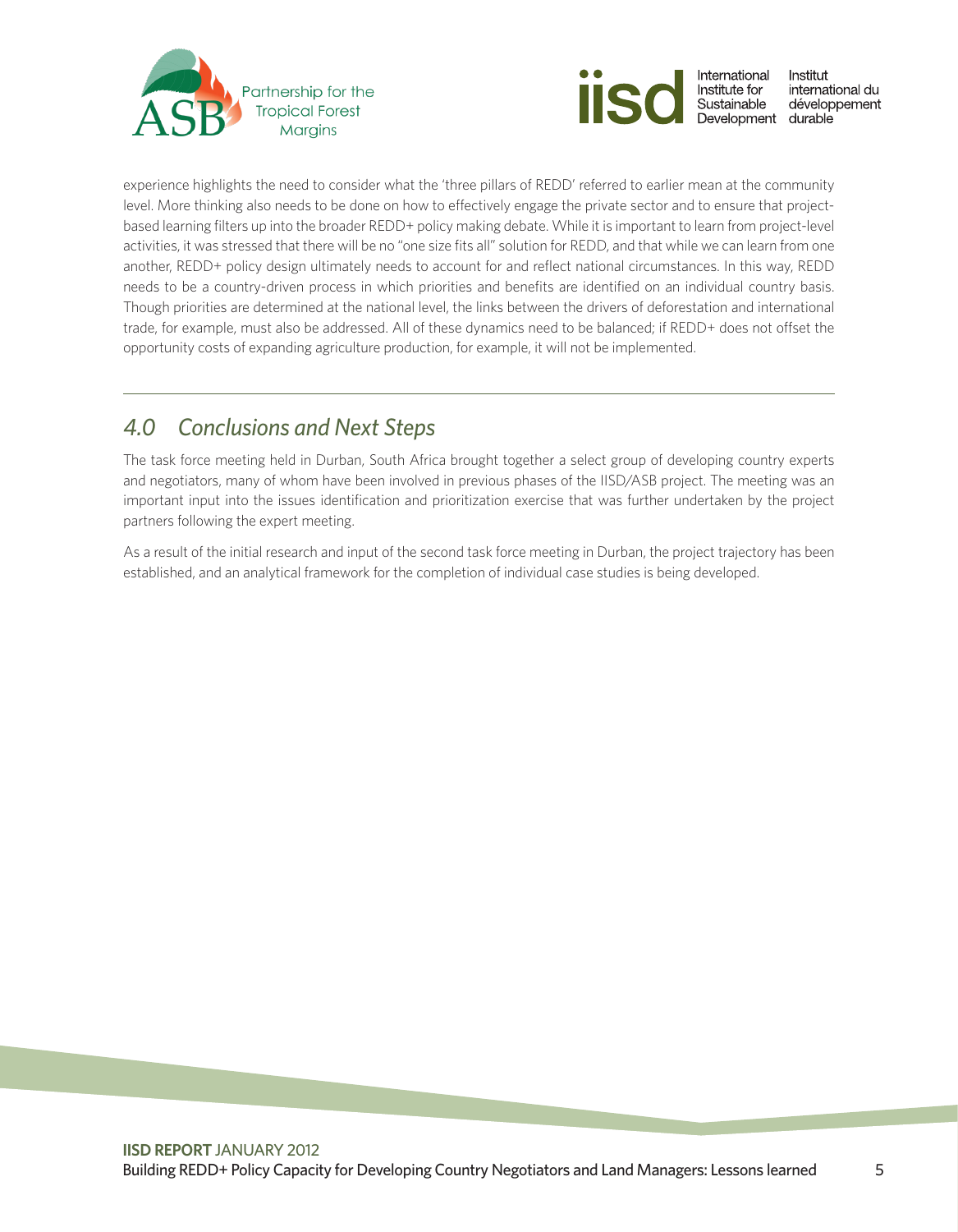experience highlights the need to consider what the 'three pillars of REDD' referred to earlier mean at the community level. More thinking also needs to be done on how to effectively engage the private sector and to ensure that project-based learning filters up into the broader REDD+ policy making debate. While it is important to learn from project-level activities, it was stressed that there will be no "one size fits all" solution for REDD, and that while we can learn from one another, REDD+ policy design ultimately needs to account for and reflect national circumstances. In this way, REDD needs to be a country-driven process in which priorities and benefits are identified on an individual country basis. Though priorities are determined at the national level, the links between the drivers of deforestation and international trade, for example, must also be addressed. All of these dynamics need to be balanced; if REDD+ does not offset the opportunity costs of expanding agriculture production, for example, it will not be implemented.

## *4.0 Conclusions and Next Steps*

The task force meeting held in Durban, South Africa brought together a select group of developing country experts and negotiators, many of whom have been involved in previous phases of the IISD/ASB project. The meeting was an important input into the issues identification and prioritization exercise that was further undertaken by the project partners following the expert meeting.

As a result of the initial research and input of the second task force meeting in Durban, the project trajectory has been established, and an analytical framework for the completion of individual case studies is being developed.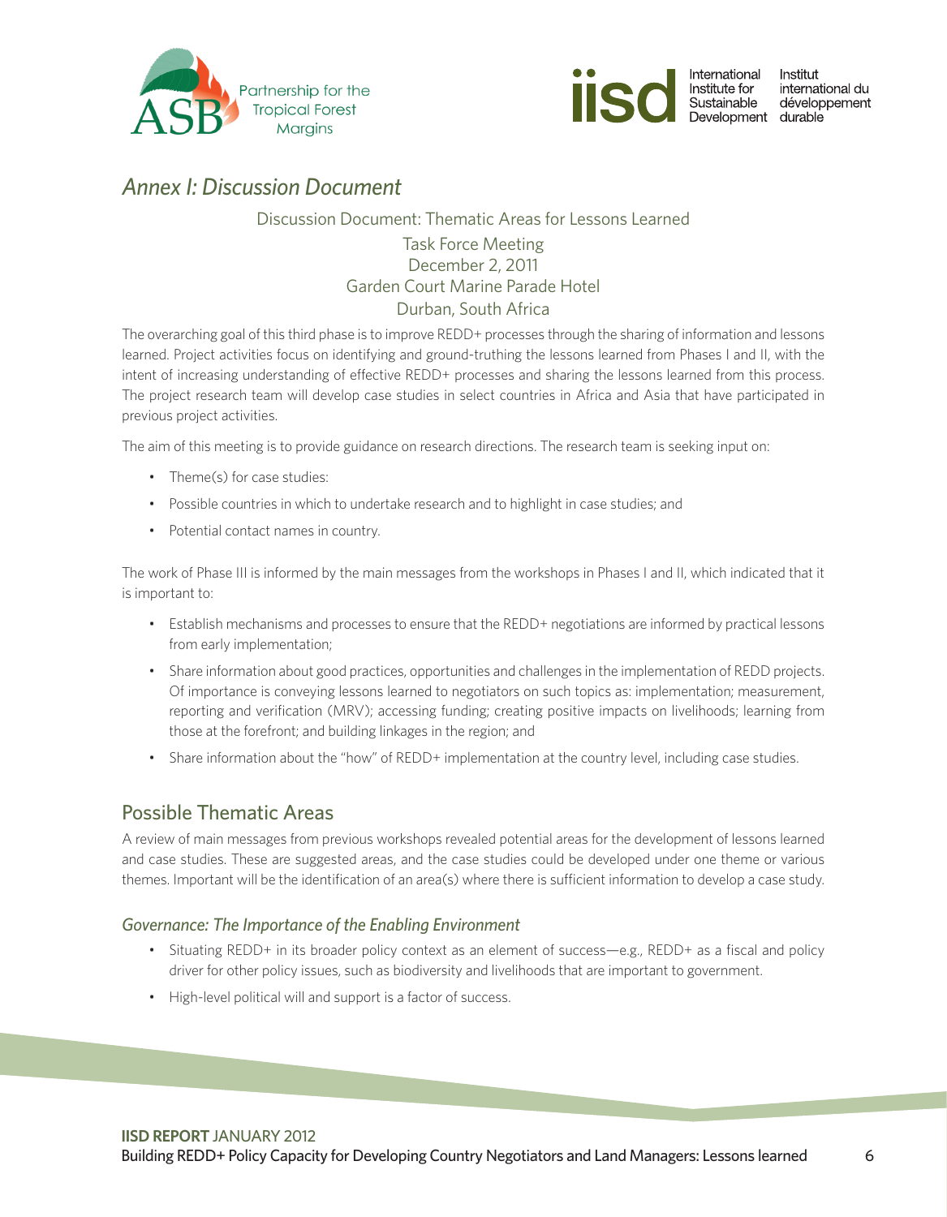## *Annex I: Discussion Document*

Discussion Document: Thematic Areas for Lessons Learned

Task Force Meeting
December 2, 2011
Garden Court Marine Parade Hotel
Durban, South Africa

The overarching goal of this third phase is to improve REDD+ processes through the sharing of information and lessons learned. Project activities focus on identifying and ground-truthing the lessons learned from Phases I and II, with the intent of increasing understanding of effective REDD+ processes and sharing the lessons learned from this process. The project research team will develop case studies in select countries in Africa and Asia that have participated in previous project activities.

The aim of this meeting is to provide guidance on research directions. The research team is seeking input on:

- Theme(s) for case studies:
- Possible countries in which to undertake research and to highlight in case studies; and
- Potential contact names in country.

The work of Phase III is informed by the main messages from the workshops in Phases I and II, which indicated that it is important to:

- Establish mechanisms and processes to ensure that the REDD+ negotiations are informed by practical lessons from early implementation;
- Share information about good practices, opportunities and challenges in the implementation of REDD projects. Of importance is conveying lessons learned to negotiators on such topics as: implementation; measurement, reporting and verification (MRV); accessing funding; creating positive impacts on livelihoods; learning from those at the forefront; and building linkages in the region; and
- Share information about the "how" of REDD+ implementation at the country level, including case studies.

## Possible Thematic Areas

A review of main messages from previous workshops revealed potential areas for the development of lessons learned and case studies. These are suggested areas, and the case studies could be developed under one theme or various themes. Important will be the identification of an area(s) where there is sufficient information to develop a case study.

### *Governance: The Importance of the Enabling Environment*

- Situating REDD+ in its broader policy context as an element of success—e.g., REDD+ as a fiscal and policy driver for other policy issues, such as biodiversity and livelihoods that are important to government.
- High-level political will and support is a factor of success.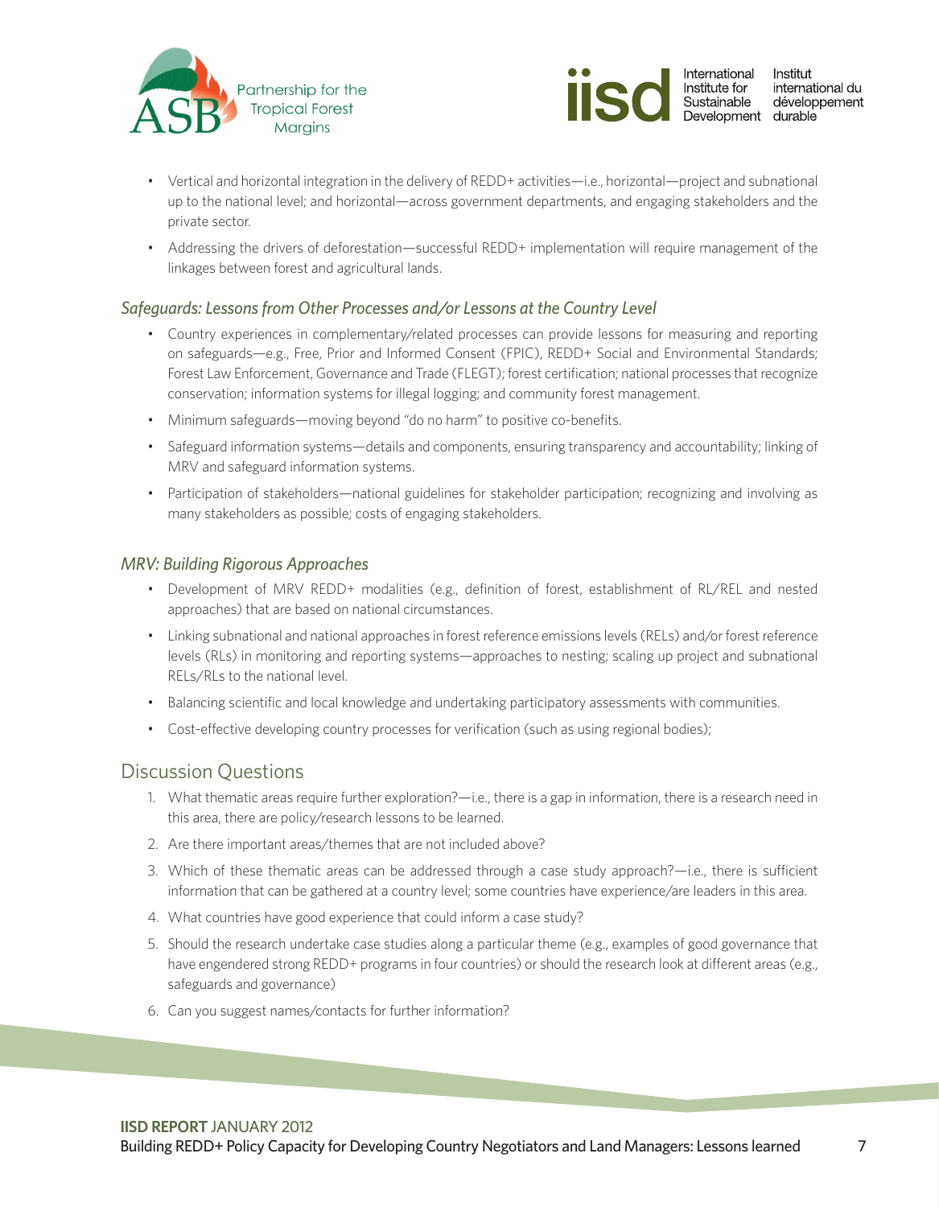- Vertical and horizontal integration in the delivery of REDD+ activities—i.e., horizontal—project and subnational up to the national level; and horizontal—across government departments, and engaging stakeholders and the private sector.
- Addressing the drivers of deforestation—successful REDD+ implementation will require management of the linkages between forest and agricultural lands.

### *Safeguards: Lessons from Other Processes and/or Lessons at the Country Level*

- Country experiences in complementary/related processes can provide lessons for measuring and reporting on safeguards—e.g., Free, Prior and Informed Consent (FPIC), REDD+ Social and Environmental Standards; Forest Law Enforcement, Governance and Trade (FLEGT); forest certification; national processes that recognize conservation; information systems for illegal logging; and community forest management.
- Minimum safeguards—moving beyond "do no harm" to positive co-benefits.
- Safeguard information systems—details and components, ensuring transparency and accountability; linking of MRV and safeguard information systems.
- Participation of stakeholders—national guidelines for stakeholder participation; recognizing and involving as many stakeholders as possible; costs of engaging stakeholders.

### *MRV: Building Rigorous Approaches*

- Development of MRV REDD+ modalities (e.g., definition of forest, establishment of RL/REL and nested approaches) that are based on national circumstances.
- Linking subnational and national approaches in forest reference emissions levels (RELs) and/or forest reference levels (RLs) in monitoring and reporting systems—approaches to nesting; scaling up project and subnational RELs/RLs to the national level.
- Balancing scientific and local knowledge and undertaking participatory assessments with communities.
- Cost-effective developing country processes for verification (such as using regional bodies);

## Discussion Questions

1. What thematic areas require further exploration?—i.e., there is a gap in information, there is a research need in this area, there are policy/research lessons to be learned.
2. Are there important areas/themes that are not included above?
3. Which of these thematic areas can be addressed through a case study approach?—i.e., there is sufficient information that can be gathered at a country level; some countries have experience/are leaders in this area.
4. What countries have good experience that could inform a case study?
5. Should the research undertake case studies along a particular theme (e.g., examples of good governance that have engendered strong REDD+ programs in four countries) or should the research look at different areas (e.g., safeguards and governance)
6. Can you suggest names/contacts for further information?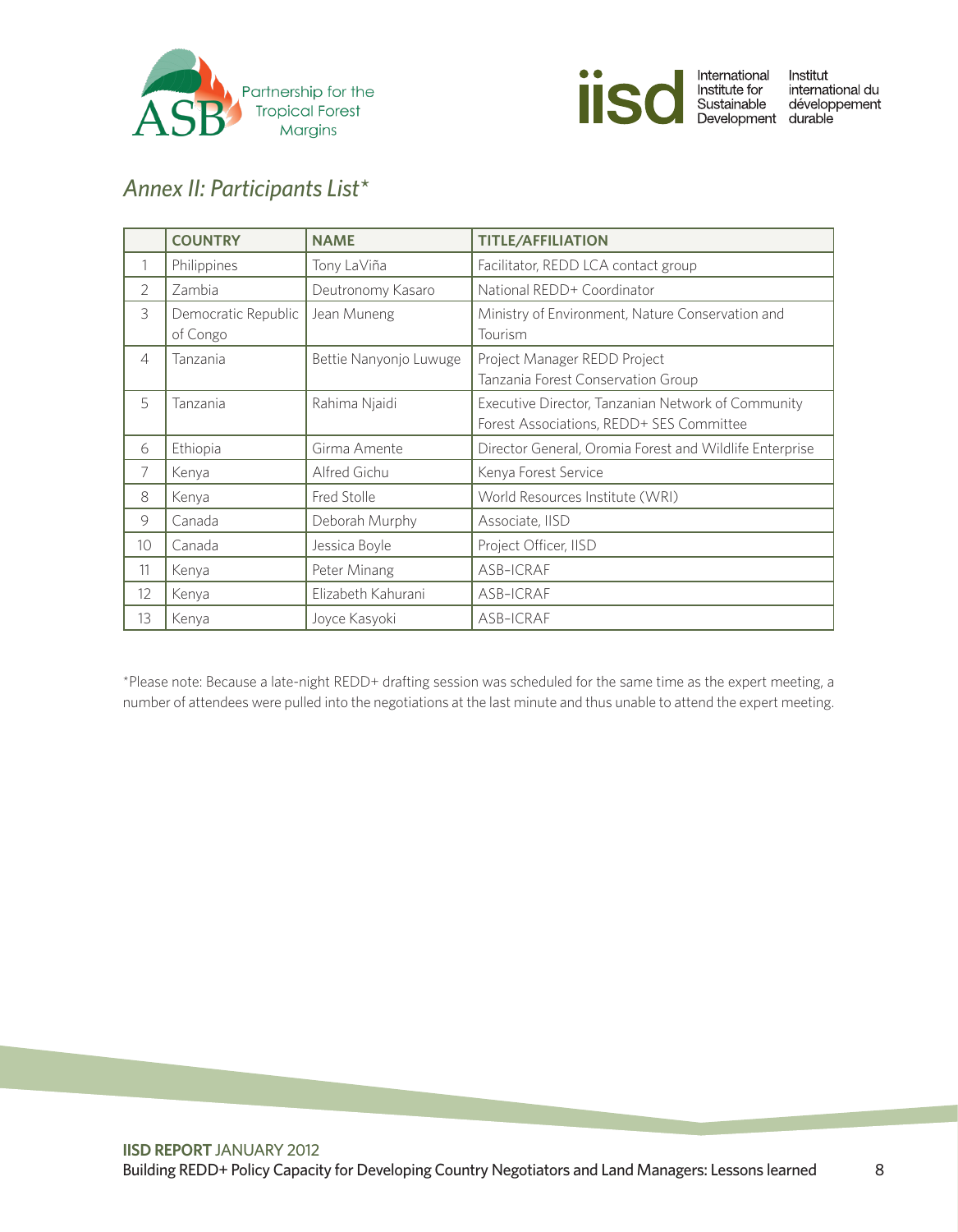## *Annex II: Participants List**

| | COUNTRY | NAME | TITLE/AFFILIATION |
|---|---|---|---|
| 1 | Philippines | Tony LaViña | Facilitator, REDD LCA contact group |
| 2 | Zambia | Deutronomy Kasaro | National REDD+ Coordinator |
| 3 | Democratic Republic of Congo | Jean Muneng | Ministry of Environment, Nature Conservation and Tourism |
| 4 | Tanzania | Bettie Nanyonjo Luwuge | Project Manager REDD Project Tanzania Forest Conservation Group |
| 5 | Tanzania | Rahima Njaidi | Executive Director, Tanzanian Network of Community Forest Associations, REDD+ SES Committee |
| 6 | Ethiopia | Girma Amente | Director General, Oromia Forest and Wildlife Enterprise |
| 7 | Kenya | Alfred Gichu | Kenya Forest Service |
| 8 | Kenya | Fred Stolle | World Resources Institute (WRI) |
| 9 | Canada | Deborah Murphy | Associate, IISD |
| 10 | Canada | Jessica Boyle | Project Officer, IISD |
| 11 | Kenya | Peter Minang | ASB-ICRAF |
| 12 | Kenya | Elizabeth Kahurani | ASB-ICRAF |
| 13 | Kenya | Joyce Kasyoki | ASB-ICRAF |

*Please note: Because a late-night REDD+ drafting session was scheduled for the same time as the expert meeting, a number of attendees were pulled into the negotiations at the last minute and thus unable to attend the expert meeting.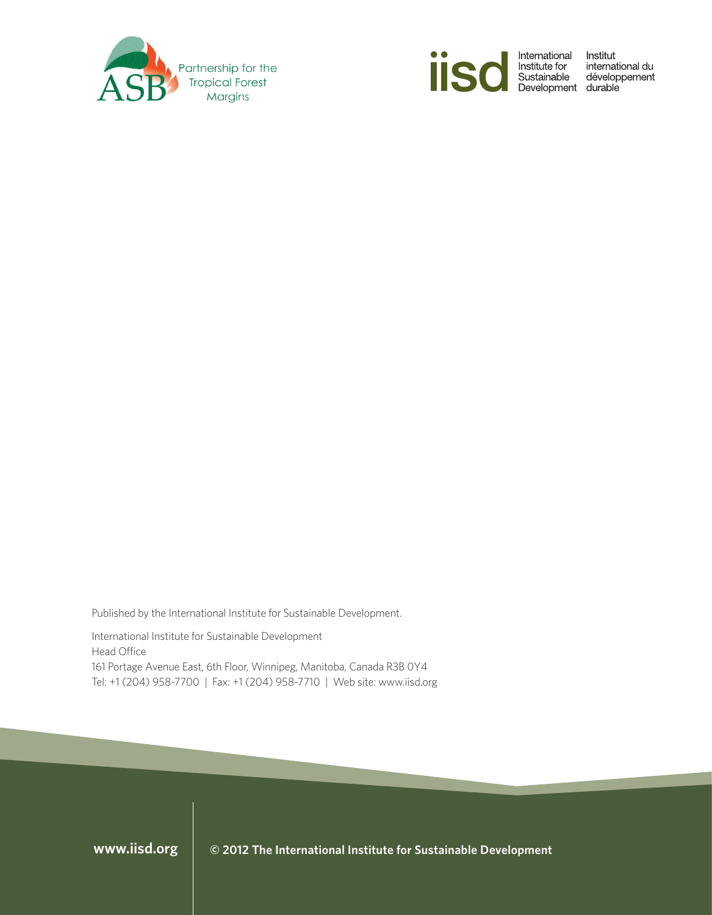ASB Partnership for the Tropical Forest Margins

iisd International Institute for Sustainable Development | Institut international du développement durable

Published by the International Institute for Sustainable Development.

International Institute for Sustainable Development
Head Office
161 Portage Avenue East, 6th Floor, Winnipeg, Manitoba, Canada R3B 0Y4
Tel: +1 (204) 958-7700 | Fax: +1 (204) 958-7710 | Web site: www.iisd.org

**www.iisd.org** | **© 2012 The International Institute for Sustainable Development**